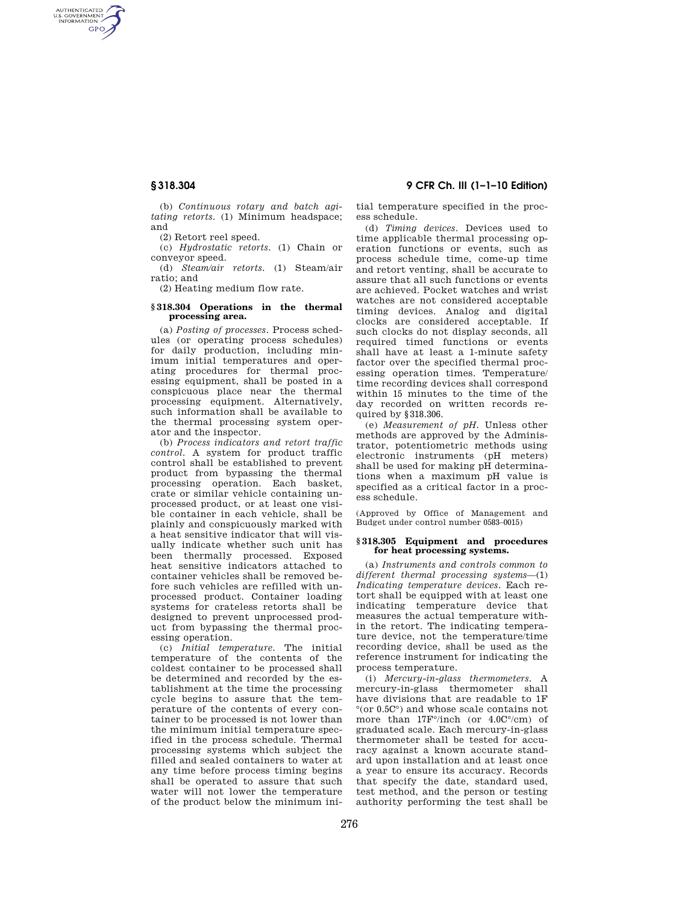(b) *Continuous rotary and batch agitating retorts.* (1) Minimum headspace; and

(2) Retort reel speed.

(c) *Hydrostatic retorts.* (1) Chain or conveyor speed.

(d) *Steam/air retorts.* (1) Steam/air ratio; and

(2) Heating medium flow rate.

#### § 318.304 Operations in the thermal processing area.

(a) *Posting of processes.* Process schedules (or operating process schedules) for daily production, including minimum initial temperatures and operating procedures for thermal processing equipment, shall be posted in a conspicuous place near the thermal processing equipment. Alternatively, such information shall be available to the thermal processing system operator and the inspector.

(b) *Process indicators and retort traffic control.* A system for product traffic control shall be established to prevent product from bypassing the thermal processing operation. Each basket, crate or similar vehicle containing unprocessed product, or at least one visible container in each vehicle, shall be plainly and conspicuously marked with a heat sensitive indicator that will visually indicate whether such unit has been thermally processed. Exposed heat sensitive indicators attached to container vehicles shall be removed before such vehicles are refilled with unprocessed product. Container loading systems for crateless retorts shall be designed to prevent unprocessed product from bypassing the thermal processing operation.

(c) *Initial temperature.* The initial temperature of the contents of the coldest container to be processed shall be determined and recorded by the establishment at the time the processing cycle begins to assure that the temperature of the contents of every container to be processed is not lower than the minimum initial temperature specified in the process schedule. Thermal processing systems which subject the filled and sealed containers to water at any time before process timing begins shall be operated to assure that such water will not lower the temperature of the product below the minimum initial temperature specified in the process schedule.

(d) *Timing devices.* Devices used to time applicable thermal processing operation functions or events, such as process schedule time, come-up time and retort venting, shall be accurate to assure that all such functions or events are achieved. Pocket watches and wrist watches are not considered acceptable timing devices. Analog and digital clocks are considered acceptable. If such clocks do not display seconds, all required timed functions or events shall have at least a 1-minute safety factor over the specified thermal processing operation times. Temperature/time recording devices shall correspond within 15 minutes to the time of the day recorded on written records required by § 318.306.

(e) *Measurement of pH.* Unless other methods are approved by the Administrator, potentiometric methods using electronic instruments (pH meters) shall be used for making pH determinations when a maximum pH value is specified as a critical factor in a process schedule.

(Approved by Office of Management and Budget under control number 0583–0015)

#### § 318.305 Equipment and procedures for heat processing systems.

(a) *Instruments and controls common to different thermal processing systems*—(1) *Indicating temperature devices.* Each retort shall be equipped with at least one indicating temperature device that measures the actual temperature within the retort. The indicating temperature device, not the temperature/time recording device, shall be used as the reference instrument for indicating the process temperature.

(i) *Mercury-in-glass thermometers.* A mercury-in-glass thermometer shall have divisions that are readable to 1F° (or 0.5C°) and whose scale contains not more than 17F°/inch (or 4.0C°/cm) of graduated scale. Each mercury-in-glass thermometer shall be tested for accuracy against a known accurate standard upon installation and at least once a year to ensure its accuracy. Records that specify the date, standard used, test method, and the person or testing authority performing the test shall be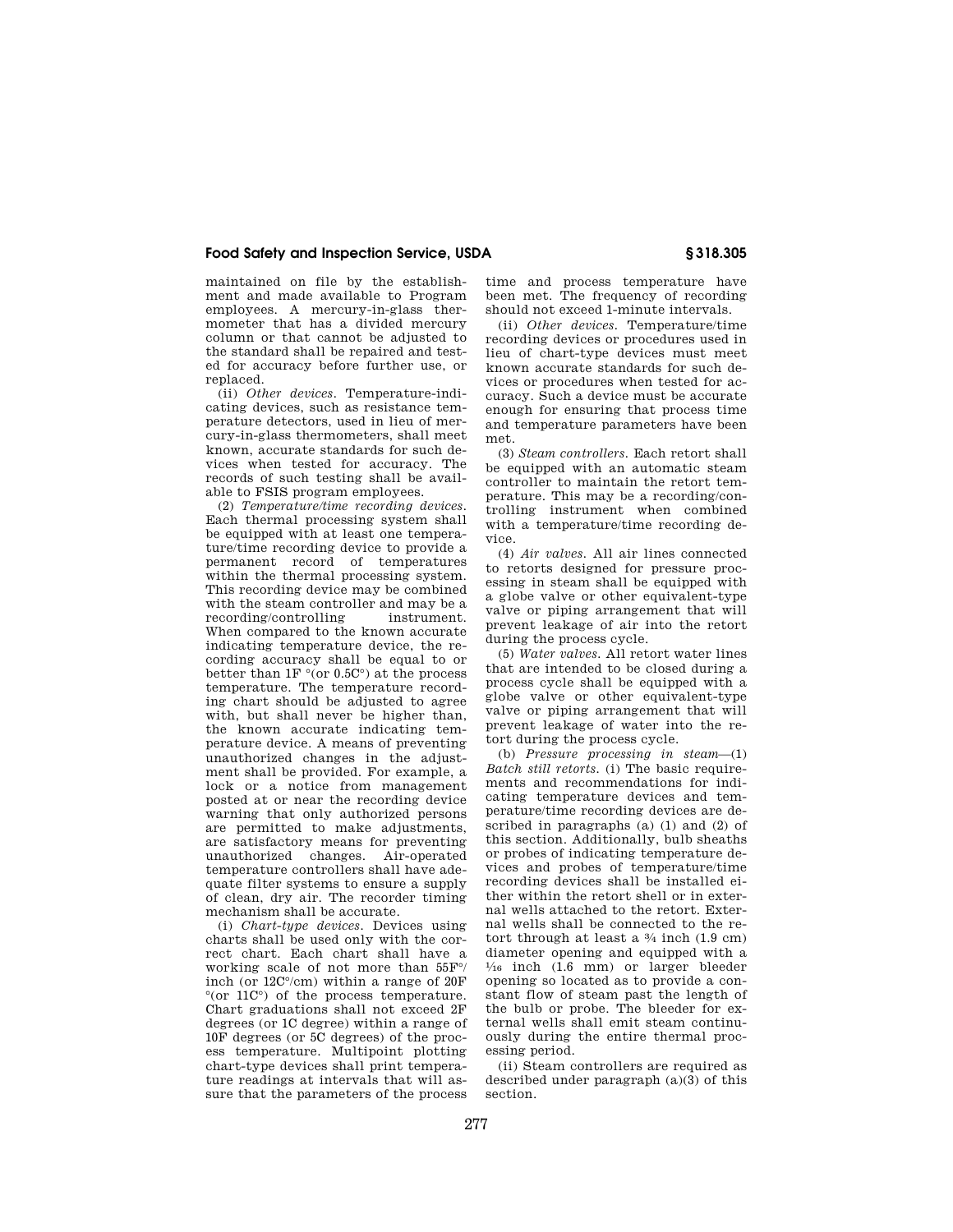maintained on file by the establishment and made available to Program employees. A mercury-in-glass thermometer that has a divided mercury column or that cannot be adjusted to the standard shall be repaired and tested for accuracy before further use, or replaced.

(ii) *Other devices.* Temperature-indicating devices, such as resistance temperature detectors, used in lieu of mercury-in-glass thermometers, shall meet known, accurate standards for such devices when tested for accuracy. The records of such testing shall be available to FSIS program employees.

(2) *Temperature/time recording devices.* Each thermal processing system shall be equipped with at least one temperature/time recording device to provide a permanent record of temperatures within the thermal processing system. This recording device may be combined with the steam controller and may be a recording/controlling instrument. When compared to the known accurate indicating temperature device, the recording accuracy shall be equal to or better than 1F °(or 0.5C°) at the process temperature. The temperature recording chart should be adjusted to agree with, but shall never be higher than, the known accurate indicating temperature device. A means of preventing unauthorized changes in the adjustment shall be provided. For example, a lock or a notice from management posted at or near the recording device warning that only authorized persons are permitted to make adjustments, are satisfactory means for preventing unauthorized changes. Air-operated temperature controllers shall have adequate filter systems to ensure a supply of clean, dry air. The recorder timing mechanism shall be accurate.

(i) *Chart-type devices.* Devices using charts shall be used only with the correct chart. Each chart shall have a working scale of not more than 55F°/inch (or 12C°/cm) within a range of 20F °(or 11C°) of the process temperature. Chart graduations shall not exceed 2F degrees (or 1C degree) within a range of 10F degrees (or 5C degrees) of the process temperature. Multipoint plotting chart-type devices shall print temperature readings at intervals that will assure that the parameters of the process time and process temperature have been met. The frequency of recording should not exceed 1-minute intervals.

(ii) *Other devices.* Temperature/time recording devices or procedures used in lieu of chart-type devices must meet known accurate standards for such devices or procedures when tested for accuracy. Such a device must be accurate enough for ensuring that process time and temperature parameters have been met.

(3) *Steam controllers.* Each retort shall be equipped with an automatic steam controller to maintain the retort temperature. This may be a recording/controlling instrument when combined with a temperature/time recording device.

(4) *Air valves.* All air lines connected to retorts designed for pressure processing in steam shall be equipped with a globe valve or other equivalent-type valve or piping arrangement that will prevent leakage of air into the retort during the process cycle.

(5) *Water valves.* All retort water lines that are intended to be closed during a process cycle shall be equipped with a globe valve or other equivalent-type valve or piping arrangement that will prevent leakage of water into the retort during the process cycle.

(b) *Pressure processing in steam*—(1) *Batch still retorts.* (i) The basic requirements and recommendations for indicating temperature devices and temperature/time recording devices are described in paragraphs (a) (1) and (2) of this section. Additionally, bulb sheaths or probes of indicating temperature devices and probes of temperature/time recording devices shall be installed either within the retort shell or in external wells attached to the retort. External wells shall be connected to the retort through at least a ¾ inch (1.9 cm) diameter opening and equipped with a ¹⁄₁₆ inch (1.6 mm) or larger bleeder opening so located as to provide a constant flow of steam past the length of the bulb or probe. The bleeder for external wells shall emit steam continuously during the entire thermal processing period.

(ii) Steam controllers are required as described under paragraph (a)(3) of this section.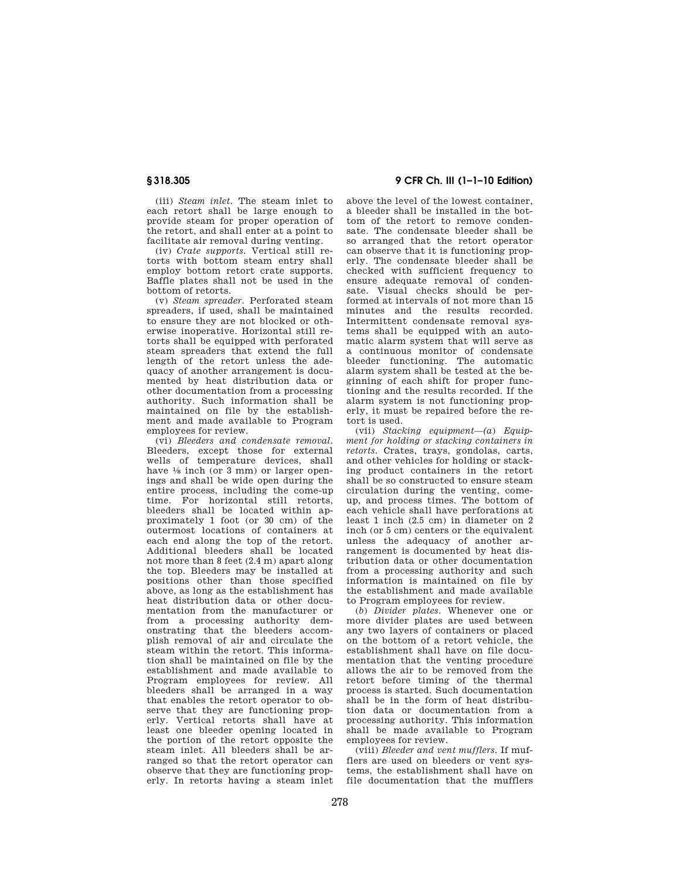(iii) *Steam inlet*. The steam inlet to each retort shall be large enough to provide steam for proper operation of the retort, and shall enter at a point to facilitate air removal during venting.

(iv) *Crate supports*. Vertical still retorts with bottom steam entry shall employ bottom retort crate supports. Baffle plates shall not be used in the bottom of retorts.

(v) *Steam spreader*. Perforated steam spreaders, if used, shall be maintained to ensure they are not blocked or otherwise inoperative. Horizontal still retorts shall be equipped with perforated steam spreaders that extend the full length of the retort unless the adequacy of another arrangement is documented by heat distribution data or other documentation from a processing authority. Such information shall be maintained on file by the establishment and made available to Program employees for review.

(vi) *Bleeders and condensate removal*. Bleeders, except those for external wells of temperature devices, shall have ⅛ inch (or 3 mm) or larger openings and shall be wide open during the entire process, including the come-up time. For horizontal still retorts, bleeders shall be located within approximately 1 foot (or 30 cm) of the outermost locations of containers at each end along the top of the retort. Additional bleeders shall be located not more than 8 feet (2.4 m) apart along the top. Bleeders may be installed at positions other than those specified above, as long as the establishment has heat distribution data or other documentation from the manufacturer or from a processing authority demonstrating that the bleeders accomplish removal of air and circulate the steam within the retort. This information shall be maintained on file by the establishment and made available to Program employees for review. All bleeders shall be arranged in a way that enables the retort operator to observe that they are functioning properly. Vertical retorts shall have at least one bleeder opening located in the portion of the retort opposite the steam inlet. All bleeders shall be arranged so that the retort operator can observe that they are functioning properly. In retorts having a steam inlet above the level of the lowest container, a bleeder shall be installed in the bottom of the retort to remove condensate. The condensate bleeder shall be so arranged that the retort operator can observe that it is functioning properly. The condensate bleeder shall be checked with sufficient frequency to ensure adequate removal of condensate. Visual checks should be performed at intervals of not more than 15 minutes and the results recorded. Intermittent condensate removal systems shall be equipped with an automatic alarm system that will serve as a continuous monitor of condensate bleeder functioning. The automatic alarm system shall be tested at the beginning of each shift for proper functioning and the results recorded. If the alarm system is not functioning properly, it must be repaired before the retort is used.

(vii) *Stacking equipment*—(*a*) *Equipment for holding or stacking containers in retorts*. Crates, trays, gondolas, carts, and other vehicles for holding or stacking product containers in the retort shall be so constructed to ensure steam circulation during the venting, come-up, and process times. The bottom of each vehicle shall have perforations at least 1 inch (2.5 cm) in diameter on 2 inch (or 5 cm) centers or the equivalent unless the adequacy of another arrangement is documented by heat distribution data or other documentation from a processing authority and such information is maintained on file by the establishment and made available to Program employees for review.

(*b*) *Divider plates*. Whenever one or more divider plates are used between any two layers of containers or placed on the bottom of a retort vehicle, the establishment shall have on file documentation that the venting procedure allows the air to be removed from the retort before timing of the thermal process is started. Such documentation shall be in the form of heat distribution data or documentation from a processing authority. This information shall be made available to Program employees for review.

(viii) *Bleeder and vent mufflers*. If mufflers are used on bleeders or vent systems, the establishment shall have on file documentation that the mufflers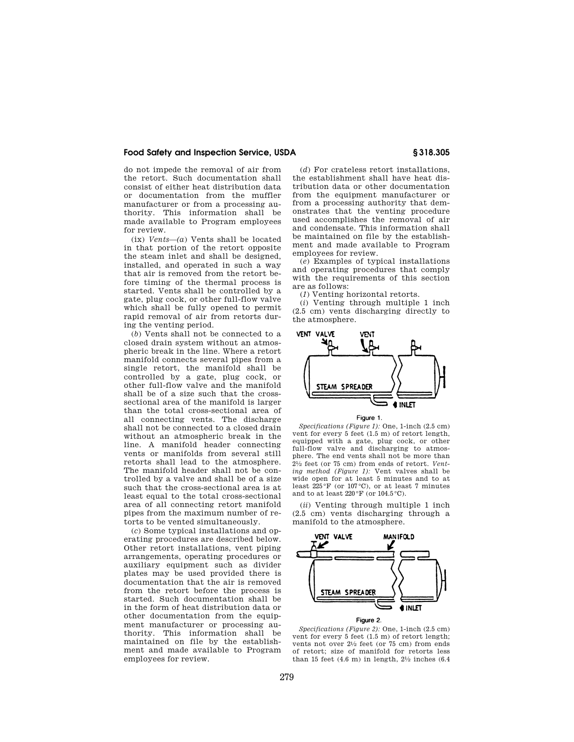do not impede the removal of air from the retort. Such documentation shall consist of either heat distribution data or documentation from the muffler manufacturer or from a processing authority. This information shall be made available to Program employees for review.

(ix) *Vents*—(*a*) Vents shall be located in that portion of the retort opposite the steam inlet and shall be designed, installed, and operated in such a way that air is removed from the retort before timing of the thermal process is started. Vents shall be controlled by a gate, plug cock, or other full-flow valve which shall be fully opened to permit rapid removal of air from retorts during the venting period.

(*b*) Vents shall not be connected to a closed drain system without an atmospheric break in the line. Where a retort manifold connects several pipes from a single retort, the manifold shall be controlled by a gate, plug cock, or other full-flow valve and the manifold shall be of a size such that the cross-sectional area of the manifold is larger than the total cross-sectional area of all connecting vents. The discharge shall not be connected to a closed drain without an atmospheric break in the line. A manifold header connecting vents or manifolds from several still retorts shall lead to the atmosphere. The manifold header shall not be controlled by a valve and shall be of a size such that the cross-sectional area is at least equal to the total cross-sectional area of all connecting retort manifold pipes from the maximum number of retorts to be vented simultaneously.

(*c*) Some typical installations and operating procedures are described below. Other retort installations, vent piping arrangements, operating procedures or auxiliary equipment such as divider plates may be used provided there is documentation that the air is removed from the retort before the process is started. Such documentation shall be in the form of heat distribution data or other documentation from the equipment manufacturer or processing authority. This information shall be maintained on file by the establishment and made available to Program employees for review.

(*d*) For crateless retort installations, the establishment shall have heat distribution data or other documentation from the equipment manufacturer or from a processing authority that demonstrates that the venting procedure used accomplishes the removal of air and condensate. This information shall be maintained on file by the establishment and made available to Program employees for review.

(*e*) Examples of typical installations and operating procedures that comply with the requirements of this section are as follows:

(*1*) Venting horizontal retorts.

(*i*) Venting through multiple 1 inch (2.5 cm) vents discharging directly to the atmosphere.

Figure 1.

*Specifications (Figure 1):* One, 1-inch (2.5 cm) vent for every 5 feet (1.5 m) of retort length, equipped with a gate, plug cock, or other full-flow valve and discharging to atmosphere. The end vents shall not be more than 2½ feet (or 75 cm) from ends of retort. *Venting method (Figure 1):* Vent valves shall be wide open for at least 5 minutes and to at least 225 °F (or 107 °C), or at least 7 minutes and to at least 220 °F (or 104.5 °C).

(*ii*) Venting through multiple 1 inch (2.5 cm) vents discharging through a manifold to the atmosphere.

Figure 2.

*Specifications (Figure 2):* One, 1-inch (2.5 cm) vent for every 5 feet (1.5 m) of retort length; vents not over 2½ feet (or 75 cm) from ends of retort; size of manifold for retorts less than 15 feet (4.6 m) in length, 2½ inches (6.4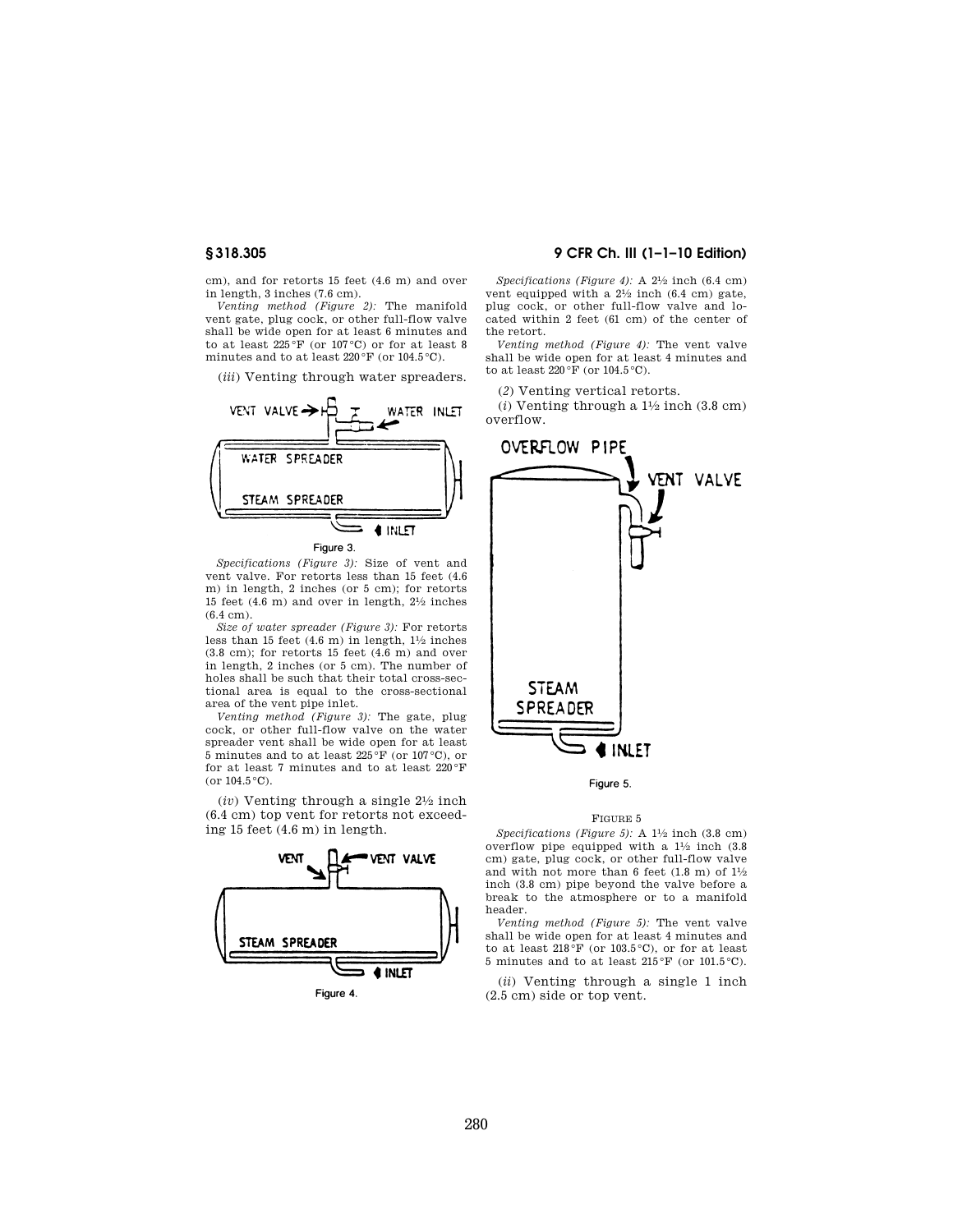cm), and for retorts 15 feet (4.6 m) and over in length, 3 inches (7.6 cm).

*Venting method (Figure 2):* The manifold vent gate, plug cock, or other full-flow valve shall be wide open for at least 6 minutes and to at least 225 °F (or 107 °C) or for at least 8 minutes and to at least 220 °F (or 104.5 °C).

(*iii*) Venting through water spreaders.

Figure 3.

*Specifications (Figure 3):* Size of vent and vent valve. For retorts less than 15 feet (4.6 m) in length, 2 inches (or 5 cm); for retorts 15 feet (4.6 m) and over in length, 2½ inches (6.4 cm).

*Size of water spreader (Figure 3):* For retorts less than 15 feet (4.6 m) in length, 1½ inches (3.8 cm); for retorts 15 feet (4.6 m) and over in length, 2 inches (or 5 cm). The number of holes shall be such that their total cross-sectional area is equal to the cross-sectional area of the vent pipe inlet.

*Venting method (Figure 3):* The gate, plug cock, or other full-flow valve on the water spreader vent shall be wide open for at least 5 minutes and to at least 225 °F (or 107 °C), or for at least 7 minutes and to at least 220 °F (or 104.5 °C).

(*iv*) Venting through a single 2½ inch (6.4 cm) top vent for retorts not exceeding 15 feet (4.6 m) in length.

Figure 4.

*Specifications (Figure 4):* A 2½ inch (6.4 cm) vent equipped with a 2½ inch (6.4 cm) gate, plug cock, or other full-flow valve and located within 2 feet (61 cm) of the center of the retort.

*Venting method (Figure 4):* The vent valve shall be wide open for at least 4 minutes and to at least 220 °F (or 104.5 °C).

(*2*) Venting vertical retorts.

(*i*) Venting through a 1½ inch (3.8 cm) overflow.

Figure 5.

FIGURE 5

*Specifications (Figure 5):* A 1½ inch (3.8 cm) overflow pipe equipped with a 1½ inch (3.8 cm) gate, plug cock, or other full-flow valve and with not more than 6 feet (1.8 m) of 1½ inch (3.8 cm) pipe beyond the valve before a break to the atmosphere or to a manifold header.

*Venting method (Figure 5):* The vent valve shall be wide open for at least 4 minutes and to at least 218 °F (or 103.5 °C), or for at least 5 minutes and to at least 215 °F (or 101.5 °C).

(*ii*) Venting through a single 1 inch (2.5 cm) side or top vent.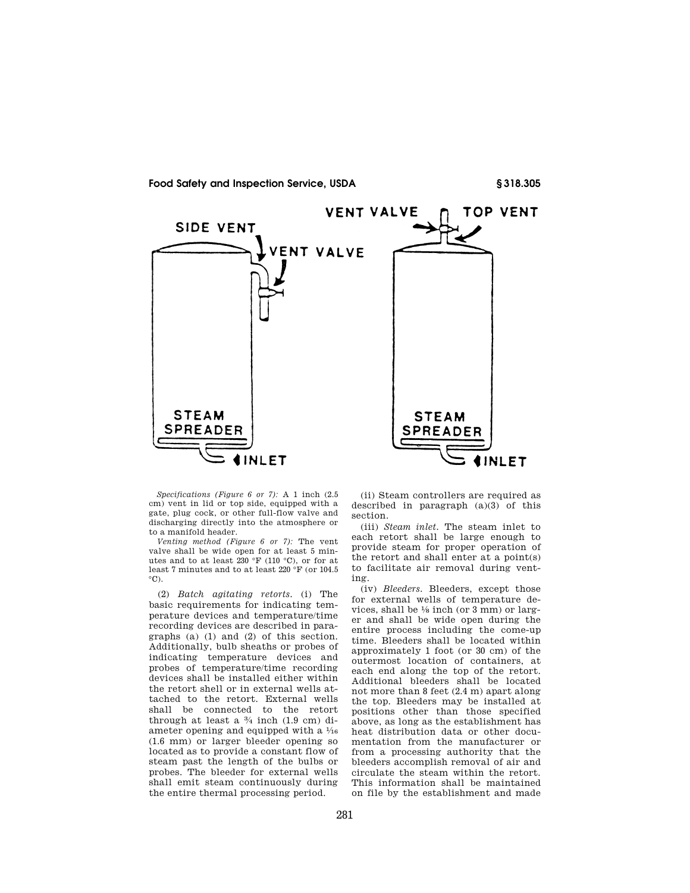*Specifications (Figure 6 or 7):* A 1 inch (2.5 cm) vent in lid or top side, equipped with a gate, plug cock, or other full-flow valve and discharging directly into the atmosphere or to a manifold header.

*Venting method (Figure 6 or 7):* The vent valve shall be wide open for at least 5 minutes and to at least 230 °F (110 °C), or for at least 7 minutes and to at least 220 °F (or 104.5 °C).

(2) *Batch agitating retorts.* (i) The basic requirements for indicating temperature devices and temperature/time recording devices are described in paragraphs (a) (1) and (2) of this section. Additionally, bulb sheaths or probes of indicating temperature devices and probes of temperature/time recording devices shall be installed either within the retort shell or in external wells attached to the retort. External wells shall be connected to the retort through at least a ¾ inch (1.9 cm) diameter opening and equipped with a $1/16$ (1.6 mm) or larger bleeder opening so located as to provide a constant flow of steam past the length of the bulbs or probes. The bleeder for external wells shall emit steam continuously during the entire thermal processing period.

(ii) Steam controllers are required as described in paragraph (a)(3) of this section.

(iii) *Steam inlet.* The steam inlet to each retort shall be large enough to provide steam for proper operation of the retort and shall enter at a point(s) to facilitate air removal during venting.

(iv) *Bleeders.* Bleeders, except those for external wells of temperature devices, shall be ⅛ inch (or 3 mm) or larger and shall be wide open during the entire process including the come-up time. Bleeders shall be located within approximately 1 foot (or 30 cm) of the outermost location of containers, at each end along the top of the retort. Additional bleeders shall be located not more than 8 feet (2.4 m) apart along the top. Bleeders may be installed at positions other than those specified above, as long as the establishment has heat distribution data or other documentation from the manufacturer or from a processing authority that the bleeders accomplish removal of air and circulate the steam within the retort. This information shall be maintained on file by the establishment and made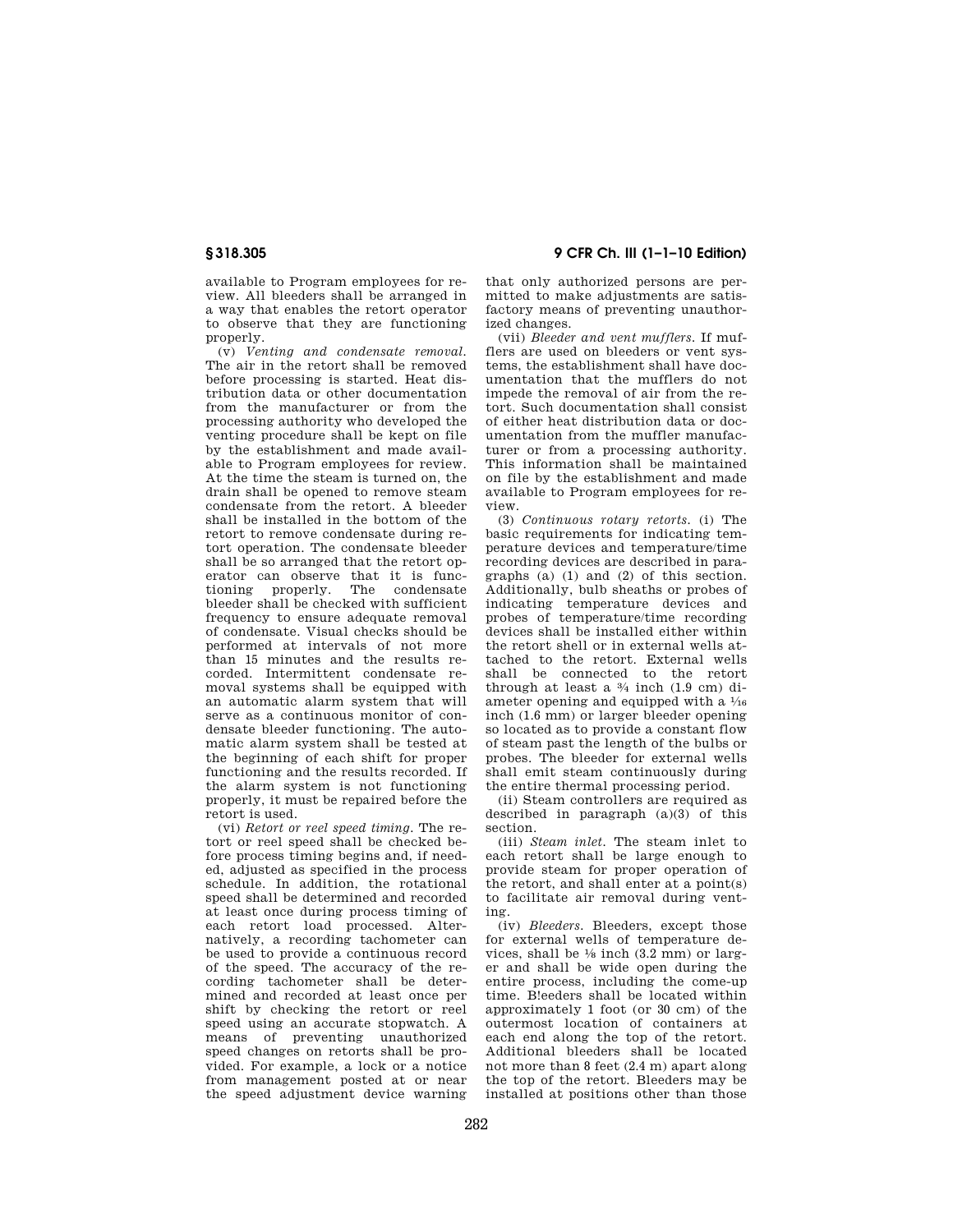available to Program employees for review. All bleeders shall be arranged in a way that enables the retort operator to observe that they are functioning properly.

(v) *Venting and condensate removal.* The air in the retort shall be removed before processing is started. Heat distribution data or other documentation from the manufacturer or from the processing authority who developed the venting procedure shall be kept on file by the establishment and made available to Program employees for review. At the time the steam is turned on, the drain shall be opened to remove steam condensate from the retort. A bleeder shall be installed in the bottom of the retort to remove condensate during retort operation. The condensate bleeder shall be so arranged that the retort operator can observe that it is functioning properly. The condensate bleeder shall be checked with sufficient frequency to ensure adequate removal of condensate. Visual checks should be performed at intervals of not more than 15 minutes and the results recorded. Intermittent condensate removal systems shall be equipped with an automatic alarm system that will serve as a continuous monitor of condensate bleeder functioning. The automatic alarm system shall be tested at the beginning of each shift for proper functioning and the results recorded. If the alarm system is not functioning properly, it must be repaired before the retort is used.

(vi) *Retort or reel speed timing.* The retort or reel speed shall be checked before process timing begins and, if needed, adjusted as specified in the process schedule. In addition, the rotational speed shall be determined and recorded at least once during process timing of each retort load processed. Alternatively, a recording tachometer can be used to provide a continuous record of the speed. The accuracy of the recording tachometer shall be determined and recorded at least once per shift by checking the retort or reel speed using an accurate stopwatch. A means of preventing unauthorized speed changes on retorts shall be provided. For example, a lock or a notice from management posted at or near the speed adjustment device warning that only authorized persons are permitted to make adjustments are satisfactory means of preventing unauthorized changes.

(vii) *Bleeder and vent mufflers.* If mufflers are used on bleeders or vent systems, the establishment shall have documentation that the mufflers do not impede the removal of air from the retort. Such documentation shall consist of either heat distribution data or documentation from the muffler manufacturer or from a processing authority. This information shall be maintained on file by the establishment and made available to Program employees for review.

(3) *Continuous rotary retorts.* (i) The basic requirements for indicating temperature devices and temperature/time recording devices are described in paragraphs (a) (1) and (2) of this section. Additionally, bulb sheaths or probes of indicating temperature devices and probes of temperature/time recording devices shall be installed either within the retort shell or in external wells attached to the retort. External wells shall be connected to the retort through at least a ¾ inch (1.9 cm) diameter opening and equipped with a ¹⁄₁₆ inch (1.6 mm) or larger bleeder opening so located as to provide a constant flow of steam past the length of the bulbs or probes. The bleeder for external wells shall emit steam continuously during the entire thermal processing period.

(ii) Steam controllers are required as described in paragraph (a)(3) of this section.

(iii) *Steam inlet.* The steam inlet to each retort shall be large enough to provide steam for proper operation of the retort, and shall enter at a point(s) to facilitate air removal during venting.

(iv) *Bleeders.* Bleeders, except those for external wells of temperature devices, shall be ⅛ inch (3.2 mm) or larger and shall be wide open during the entire process, including the come-up time. Bleeders shall be located within approximately 1 foot (or 30 cm) of the outermost location of containers at each end along the top of the retort. Additional bleeders shall be located not more than 8 feet (2.4 m) apart along the top of the retort. Bleeders may be installed at positions other than those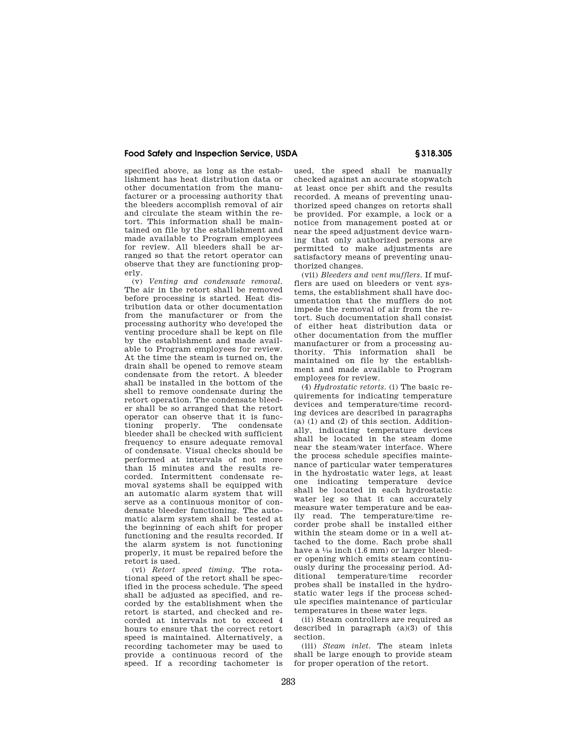specified above, as long as the establishment has heat distribution data or other documentation from the manufacturer or a processing authority that the bleeders accomplish removal of air and circulate the steam within the retort. This information shall be maintained on file by the establishment and made available to Program employees for review. All bleeders shall be arranged so that the retort operator can observe that they are functioning properly.

(v) *Venting and condensate removal.* The air in the retort shall be removed before processing is started. Heat distribution data or other documentation from the manufacturer or from the processing authority who deve!oped the venting procedure shall be kept on file by the establishment and made available to Program employees for review. At the time the steam is turned on, the drain shall be opened to remove steam condensate from the retort. A bleeder shall be installed in the bottom of the shell to remove condensate during the retort operation. The condensate bleeder shall be so arranged that the retort operator can observe that it is functioning properly. The condensate bleeder shall be checked with sufficient frequency to ensure adequate removal of condensate. Visual checks should be performed at intervals of not more than 15 minutes and the results recorded. Intermittent condensate removal systems shall be equipped with an automatic alarm system that will serve as a continuous monitor of condensate bleeder functioning. The automatic alarm system shall be tested at the beginning of each shift for proper functioning and the results recorded. If the alarm system is not functioning properly, it must be repaired before the retort is used.

(vi) *Retort speed timing.* The rotational speed of the retort shall be specified in the process schedule. The speed shall be adjusted as specified, and recorded by the establishment when the retort is started, and checked and recorded at intervals not to exceed 4 hours to ensure that the correct retort speed is maintained. Alternatively, a recording tachometer may be used to provide a continuous record of the speed. If a recording tachometer is used, the speed shall be manually checked against an accurate stopwatch at least once per shift and the results recorded. A means of preventing unauthorized speed changes on retorts shall be provided. For example, a lock or a notice from management posted at or near the speed adjustment device warning that only authorized persons are permitted to make adjustments are satisfactory means of preventing unauthorized changes.

(vii) *Bleeders and vent mufflers.* If mufflers are used on bleeders or vent systems, the establishment shall have documentation that the mufflers do not impede the removal of air from the retort. Such documentation shall consist of either heat distribution data or other documentation from the muffler manufacturer or from a processing authority. This information shall be maintained on file by the establishment and made available to Program employees for review.

(4) *Hydrostatic retorts.* (i) The basic requirements for indicating temperature devices and temperature/time recording devices are described in paragraphs (a) (1) and (2) of this section. Additionally, indicating temperature devices shall be located in the steam dome near the steam/water interface. Where the process schedule specifies maintenance of particular water temperatures in the hydrostatic water legs, at least one indicating temperature device shall be located in each hydrostatic water leg so that it can accurately measure water temperature and be easily read. The temperature/time recorder probe shall be installed either within the steam dome or in a well attached to the dome. Each probe shall have a 1⁄16 inch (1.6 mm) or larger bleeder opening which emits steam continuously during the processing period. Additional temperature/time recorder probes shall be installed in the hydrostatic water legs if the process schedule specifies maintenance of particular temperatures in these water legs.

(ii) Steam controllers are required as described in paragraph (a)(3) of this section.

(iii) *Steam inlet.* The steam inlets shall be large enough to provide steam for proper operation of the retort.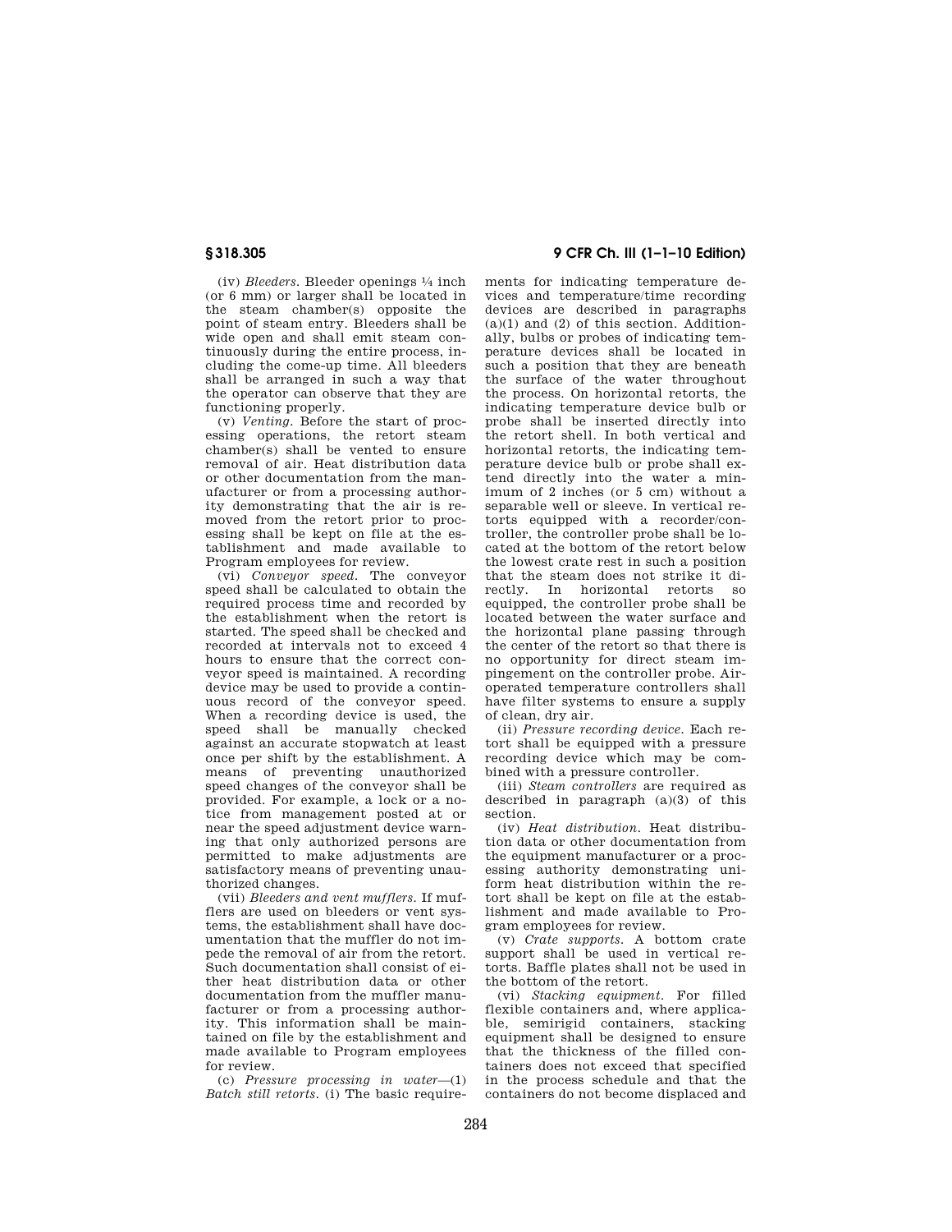(iv) *Bleeders.* Bleeder openings ¼ inch (or 6 mm) or larger shall be located in the steam chamber(s) opposite the point of steam entry. Bleeders shall be wide open and shall emit steam continuously during the entire process, including the come-up time. All bleeders shall be arranged in such a way that the operator can observe that they are functioning properly.

(v) *Venting.* Before the start of processing operations, the retort steam chamber(s) shall be vented to ensure removal of air. Heat distribution data or other documentation from the manufacturer or from a processing authority demonstrating that the air is removed from the retort prior to processing shall be kept on file at the establishment and made available to Program employees for review.

(vi) *Conveyor speed.* The conveyor speed shall be calculated to obtain the required process time and recorded by the establishment when the retort is started. The speed shall be checked and recorded at intervals not to exceed 4 hours to ensure that the correct conveyor speed is maintained. A recording device may be used to provide a continuous record of the conveyor speed. When a recording device is used, the speed shall be manually checked against an accurate stopwatch at least once per shift by the establishment. A means of preventing unauthorized speed changes of the conveyor shall be provided. For example, a lock or a notice from management posted at or near the speed adjustment device warning that only authorized persons are permitted to make adjustments are satisfactory means of preventing unauthorized changes.

(vii) *Bleeders and vent mufflers.* If mufflers are used on bleeders or vent systems, the establishment shall have documentation that the muffler do not impede the removal of air from the retort. Such documentation shall consist of either heat distribution data or other documentation from the muffler manufacturer or from a processing authority. This information shall be maintained on file by the establishment and made available to Program employees for review.

(c) *Pressure processing in water*—(1) *Batch still retorts.* (i) The basic requirements for indicating temperature devices and temperature/time recording devices are described in paragraphs (a)(1) and (2) of this section. Additionally, bulbs or probes of indicating temperature devices shall be located in such a position that they are beneath the surface of the water throughout the process. On horizontal retorts, the indicating temperature device bulb or probe shall be inserted directly into the retort shell. In both vertical and horizontal retorts, the indicating temperature device bulb or probe shall extend directly into the water a minimum of 2 inches (or 5 cm) without a separable well or sleeve. In vertical retorts equipped with a recorder/controller, the controller probe shall be located at the bottom of the retort below the lowest crate rest in such a position that the steam does not strike it directly. In horizontal retorts so equipped, the controller probe shall be located between the water surface and the horizontal plane passing through the center of the retort so that there is no opportunity for direct steam impingement on the controller probe. Air-operated temperature controllers shall have filter systems to ensure a supply of clean, dry air.

(ii) *Pressure recording device.* Each retort shall be equipped with a pressure recording device which may be combined with a pressure controller.

(iii) *Steam controllers* are required as described in paragraph (a)(3) of this section.

(iv) *Heat distribution.* Heat distribution data or other documentation from the equipment manufacturer or a processing authority demonstrating uniform heat distribution within the retort shall be kept on file at the establishment and made available to Program employees for review.

(v) *Crate supports.* A bottom crate support shall be used in vertical retorts. Baffle plates shall not be used in the bottom of the retort.

(vi) *Stacking equipment.* For filled flexible containers and, where applicable, semirigid containers, stacking equipment shall be designed to ensure that the thickness of the filled containers does not exceed that specified in the process schedule and that the containers do not become displaced and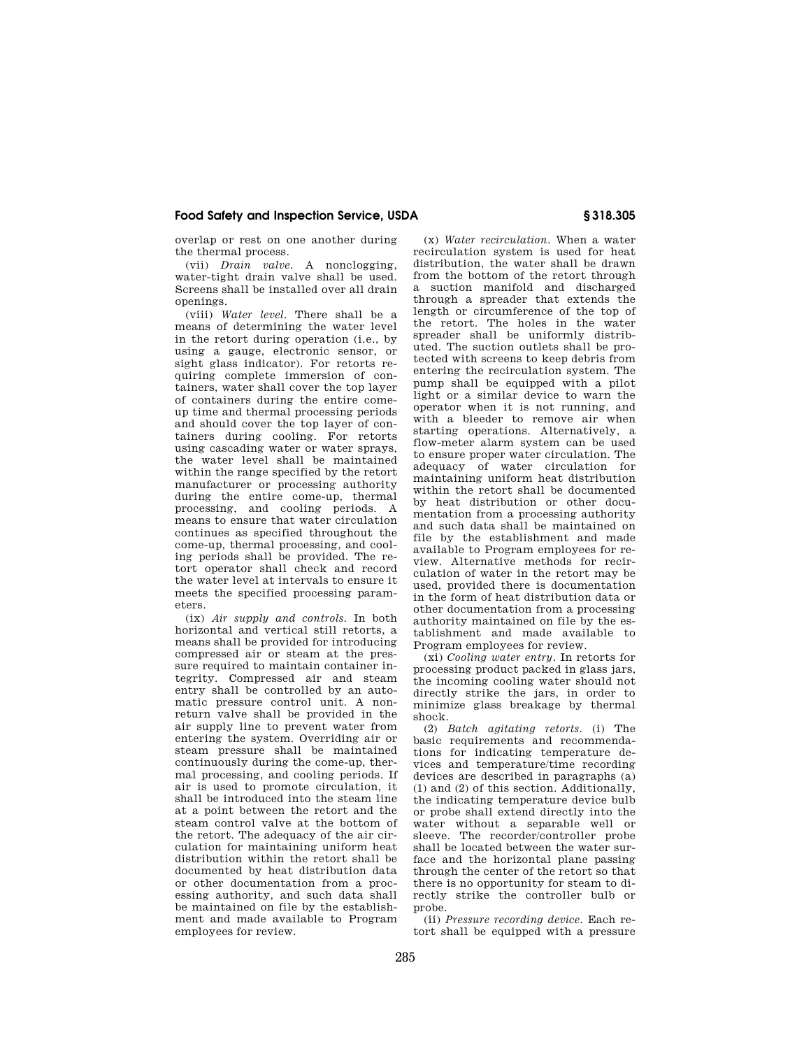overlap or rest on one another during the thermal process.

(vii) *Drain valve.* A nonclogging, water-tight drain valve shall be used. Screens shall be installed over all drain openings.

(viii) *Water level.* There shall be a means of determining the water level in the retort during operation (i.e., by using a gauge, electronic sensor, or sight glass indicator). For retorts requiring complete immersion of containers, water shall cover the top layer of containers during the entire come-up time and thermal processing periods and should cover the top layer of containers during cooling. For retorts using cascading water or water sprays, the water level shall be maintained within the range specified by the retort manufacturer or processing authority during the entire come-up, thermal processing, and cooling periods. A means to ensure that water circulation continues as specified throughout the come-up, thermal processing, and cooling periods shall be provided. The retort operator shall check and record the water level at intervals to ensure it meets the specified processing parameters.

(ix) *Air supply and controls.* In both horizontal and vertical still retorts, a means shall be provided for introducing compressed air or steam at the pressure required to maintain container integrity. Compressed air and steam entry shall be controlled by an automatic pressure control unit. A nonreturn valve shall be provided in the air supply line to prevent water from entering the system. Overriding air or steam pressure shall be maintained continuously during the come-up, thermal processing, and cooling periods. If air is used to promote circulation, it shall be introduced into the steam line at a point between the retort and the steam control valve at the bottom of the retort. The adequacy of the air circulation for maintaining uniform heat distribution within the retort shall be documented by heat distribution data or other documentation from a processing authority, and such data shall be maintained on file by the establishment and made available to Program employees for review.

(x) *Water recirculation.* When a water recirculation system is used for heat distribution, the water shall be drawn from the bottom of the retort through a suction manifold and discharged through a spreader that extends the length or circumference of the top of the retort. The holes in the water spreader shall be uniformly distributed. The suction outlets shall be protected with screens to keep debris from entering the recirculation system. The pump shall be equipped with a pilot light or a similar device to warn the operator when it is not running, and with a bleeder to remove air when starting operations. Alternatively, a flow-meter alarm system can be used to ensure proper water circulation. The adequacy of water circulation for maintaining uniform heat distribution within the retort shall be documented by heat distribution or other documentation from a processing authority and such data shall be maintained on file by the establishment and made available to Program employees for review. Alternative methods for recirculation of water in the retort may be used, provided there is documentation in the form of heat distribution data or other documentation from a processing authority maintained on file by the establishment and made available to Program employees for review.

(xi) *Cooling water entry.* In retorts for processing product packed in glass jars, the incoming cooling water should not directly strike the jars, in order to minimize glass breakage by thermal shock.

(2) *Batch agitating retorts.* (i) The basic requirements and recommendations for indicating temperature devices and temperature/time recording devices are described in paragraphs (a) (1) and (2) of this section. Additionally, the indicating temperature device bulb or probe shall extend directly into the water without a separable well or sleeve. The recorder/controller probe shall be located between the water surface and the horizontal plane passing through the center of the retort so that there is no opportunity for steam to directly strike the controller bulb or probe.

(ii) *Pressure recording device.* Each retort shall be equipped with a pressure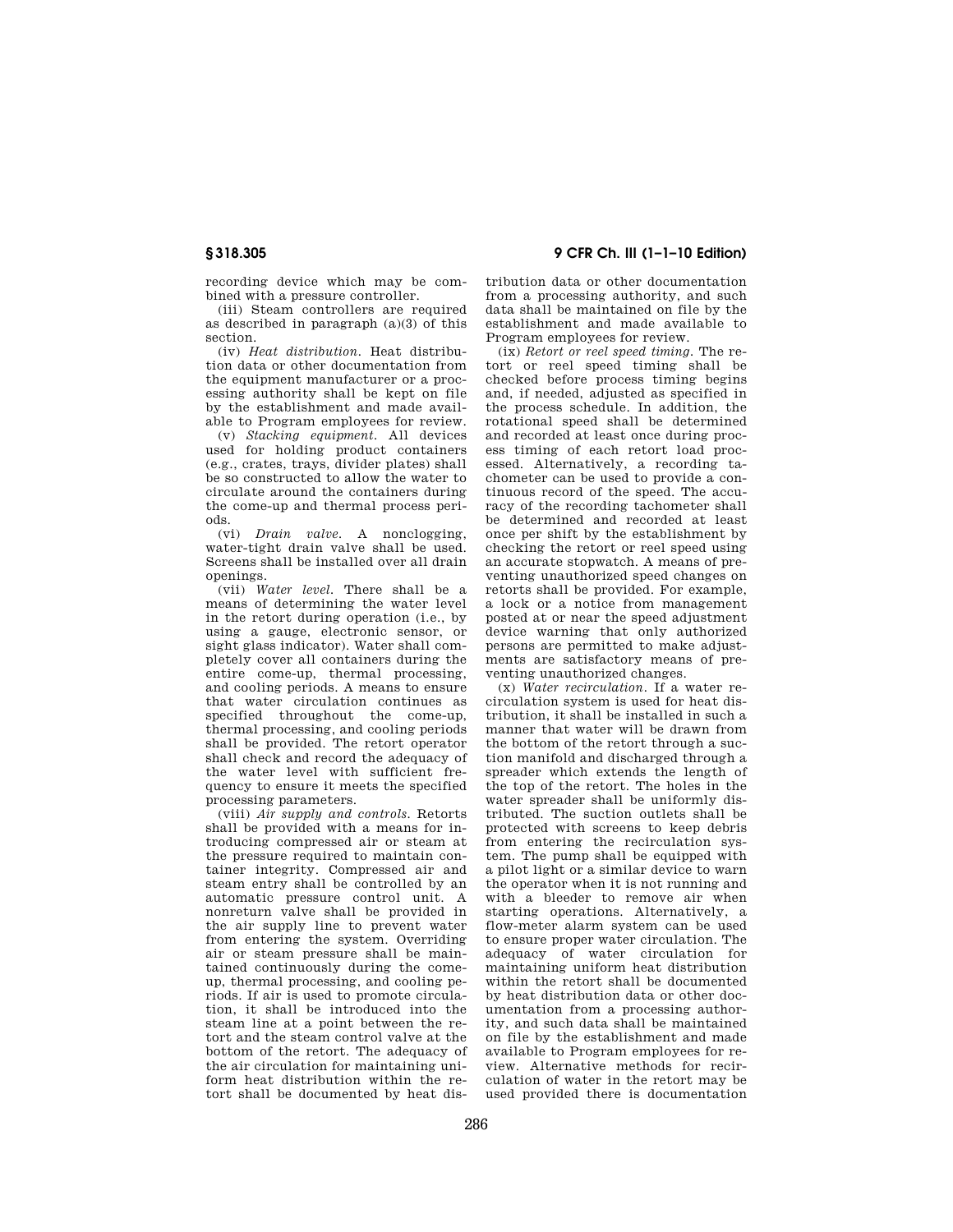recording device which may be combined with a pressure controller.

(iii) Steam controllers are required as described in paragraph (a)(3) of this section.

(iv) *Heat distribution.* Heat distribution data or other documentation from the equipment manufacturer or a processing authority shall be kept on file by the establishment and made available to Program employees for review.

(v) *Stacking equipment.* All devices used for holding product containers (e.g., crates, trays, divider plates) shall be so constructed to allow the water to circulate around the containers during the come-up and thermal process periods.

(vi) *Drain valve.* A nonclogging, water-tight drain valve shall be used. Screens shall be installed over all drain openings.

(vii) *Water level.* There shall be a means of determining the water level in the retort during operation (i.e., by using a gauge, electronic sensor, or sight glass indicator). Water shall completely cover all containers during the entire come-up, thermal processing, and cooling periods. A means to ensure that water circulation continues as specified throughout the come-up, thermal processing, and cooling periods shall be provided. The retort operator shall check and record the adequacy of the water level with sufficient frequency to ensure it meets the specified processing parameters.

(viii) *Air supply and controls.* Retorts shall be provided with a means for introducing compressed air or steam at the pressure required to maintain container integrity. Compressed air and steam entry shall be controlled by an automatic pressure control unit. A nonreturn valve shall be provided in the air supply line to prevent water from entering the system. Overriding air or steam pressure shall be maintained continuously during the come-up, thermal processing, and cooling periods. If air is used to promote circulation, it shall be introduced into the steam line at a point between the retort and the steam control valve at the bottom of the retort. The adequacy of the air circulation for maintaining uniform heat distribution within the retort shall be documented by heat distribution data or other documentation from a processing authority, and such data shall be maintained on file by the establishment and made available to Program employees for review.

(ix) *Retort or reel speed timing.* The retort or reel speed timing shall be checked before process timing begins and, if needed, adjusted as specified in the process schedule. In addition, the rotational speed shall be determined and recorded at least once during process timing of each retort load processed. Alternatively, a recording tachometer can be used to provide a continuous record of the speed. The accuracy of the recording tachometer shall be determined and recorded at least once per shift by the establishment by checking the retort or reel speed using an accurate stopwatch. A means of preventing unauthorized speed changes on retorts shall be provided. For example, a lock or a notice from management posted at or near the speed adjustment device warning that only authorized persons are permitted to make adjustments are satisfactory means of preventing unauthorized changes.

(x) *Water recirculation.* If a water recirculation system is used for heat distribution, it shall be installed in such a manner that water will be drawn from the bottom of the retort through a suction manifold and discharged through a spreader which extends the length of the top of the retort. The holes in the water spreader shall be uniformly distributed. The suction outlets shall be protected with screens to keep debris from entering the recirculation system. The pump shall be equipped with a pilot light or a similar device to warn the operator when it is not running and with a bleeder to remove air when starting operations. Alternatively, a flow-meter alarm system can be used to ensure proper water circulation. The adequacy of water circulation for maintaining uniform heat distribution within the retort shall be documented by heat distribution data or other documentation from a processing authority, and such data shall be maintained on file by the establishment and made available to Program employees for review. Alternative methods for recirculation of water in the retort may be used provided there is documentation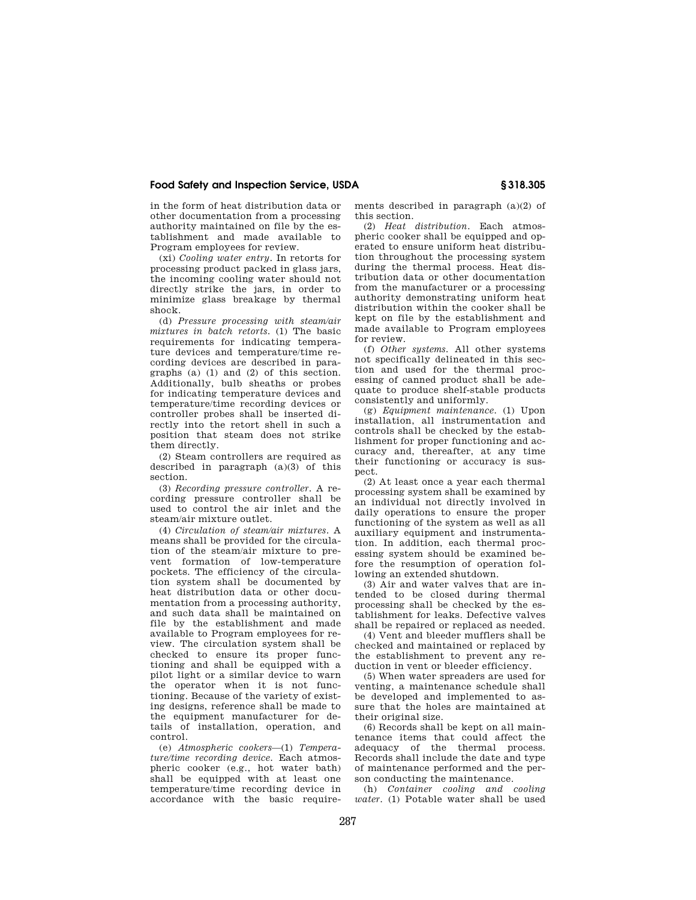in the form of heat distribution data or other documentation from a processing authority maintained on file by the establishment and made available to Program employees for review.

(xi) *Cooling water entry.* In retorts for processing product packed in glass jars, the incoming cooling water should not directly strike the jars, in order to minimize glass breakage by thermal shock.

(d) *Pressure processing with steam/air mixtures in batch retorts.* (1) The basic requirements for indicating temperature devices and temperature/time recording devices are described in paragraphs (a) (1) and (2) of this section. Additionally, bulb sheaths or probes for indicating temperature devices and temperature/time recording devices or controller probes shall be inserted directly into the retort shell in such a position that steam does not strike them directly.

(2) Steam controllers are required as described in paragraph (a)(3) of this section.

(3) *Recording pressure controller.* A recording pressure controller shall be used to control the air inlet and the steam/air mixture outlet.

(4) *Circulation of steam/air mixtures.* A means shall be provided for the circulation of the steam/air mixture to prevent formation of low-temperature pockets. The efficiency of the circulation system shall be documented by heat distribution data or other documentation from a processing authority, and such data shall be maintained on file by the establishment and made available to Program employees for review. The circulation system shall be checked to ensure its proper functioning and shall be equipped with a pilot light or a similar device to warn the operator when it is not functioning. Because of the variety of existing designs, reference shall be made to the equipment manufacturer for details of installation, operation, and control.

(e) *Atmospheric cookers*—(1) *Temperature/time recording device.* Each atmospheric cooker (e.g., hot water bath) shall be equipped with at least one temperature/time recording device in accordance with the basic requirements described in paragraph (a)(2) of this section.

(2) *Heat distribution.* Each atmospheric cooker shall be equipped and operated to ensure uniform heat distribution throughout the processing system during the thermal process. Heat distribution data or other documentation from the manufacturer or a processing authority demonstrating uniform heat distribution within the cooker shall be kept on file by the establishment and made available to Program employees for review.

(f) *Other systems.* All other systems not specifically delineated in this section and used for the thermal processing of canned product shall be adequate to produce shelf-stable products consistently and uniformly.

(g) *Equipment maintenance.* (1) Upon installation, all instrumentation and controls shall be checked by the establishment for proper functioning and accuracy and, thereafter, at any time their functioning or accuracy is suspect.

(2) At least once a year each thermal processing system shall be examined by an individual not directly involved in daily operations to ensure the proper functioning of the system as well as all auxiliary equipment and instrumentation. In addition, each thermal processing system should be examined before the resumption of operation following an extended shutdown.

(3) Air and water valves that are intended to be closed during thermal processing shall be checked by the establishment for leaks. Defective valves shall be repaired or replaced as needed.

(4) Vent and bleeder mufflers shall be checked and maintained or replaced by the establishment to prevent any reduction in vent or bleeder efficiency.

(5) When water spreaders are used for venting, a maintenance schedule shall be developed and implemented to assure that the holes are maintained at their original size.

(6) Records shall be kept on all maintenance items that could affect the adequacy of the thermal process. Records shall include the date and type of maintenance performed and the person conducting the maintenance.

(h) *Container cooling and cooling water.* (1) Potable water shall be used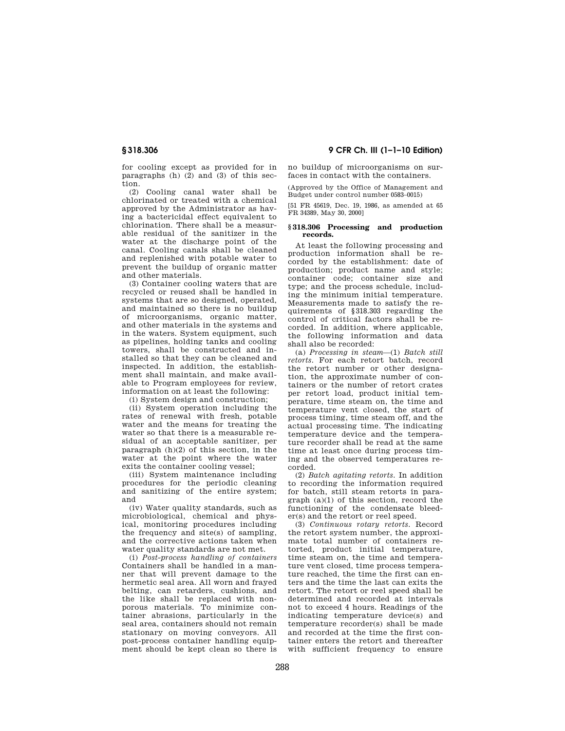for cooling except as provided for in paragraphs (h) (2) and (3) of this section.

(2) Cooling canal water shall be chlorinated or treated with a chemical approved by the Administrator as having a bactericidal effect equivalent to chlorination. There shall be a measurable residual of the sanitizer in the water at the discharge point of the canal. Cooling canals shall be cleaned and replenished with potable water to prevent the buildup of organic matter and other materials.

(3) Container cooling waters that are recycled or reused shall be handled in systems that are so designed, operated, and maintained so there is no buildup of microorganisms, organic matter, and other materials in the systems and in the waters. System equipment, such as pipelines, holding tanks and cooling towers, shall be constructed and installed so that they can be cleaned and inspected. In addition, the establishment shall maintain, and make available to Program employees for review, information on at least the following:

(i) System design and construction;

(ii) System operation including the rates of renewal with fresh, potable water and the means for treating the water so that there is a measurable residual of an acceptable sanitizer, per paragraph (h)(2) of this section, in the water at the point where the water exits the container cooling vessel;

(iii) System maintenance including procedures for the periodic cleaning and sanitizing of the entire system; and

(iv) Water quality standards, such as microbiological, chemical and physical, monitoring procedures including the frequency and site(s) of sampling, and the corrective actions taken when water quality standards are not met.

(i) *Post-process handling of containers* Containers shall be handled in a manner that will prevent damage to the hermetic seal area. All worn and frayed belting, can retarders, cushions, and the like shall be replaced with nonporous materials. To minimize container abrasions, particularly in the seal area, containers should not remain stationary on moving conveyors. All post-process container handling equipment should be kept clean so there is no buildup of microorganisms on surfaces in contact with the containers.

(Approved by the Office of Management and Budget under control number 0583–0015)

[51 FR 45619, Dec. 19, 1986, as amended at 65 FR 34389, May 30, 2000]

## § 318.306 Processing and production records.

At least the following processing and production information shall be recorded by the establishment: date of production; product name and style; container code; container size and type; and the process schedule, including the minimum initial temperature. Measurements made to satisfy the requirements of § 318.303 regarding the control of critical factors shall be recorded. In addition, where applicable, the following information and data shall also be recorded:

(a) *Processing in steam*—(1) *Batch still retorts.* For each retort batch, record the retort number or other designation, the approximate number of containers or the number of retort crates per retort load, product initial temperature, time steam on, the time and temperature vent closed, the start of process timing, time steam off, and the actual processing time. The indicating temperature device and the temperature recorder shall be read at the same time at least once during process timing and the observed temperatures recorded.

(2) *Batch agitating retorts.* In addition to recording the information required for batch, still steam retorts in paragraph (a)(1) of this section, record the functioning of the condensate bleeder(s) and the retort or reel speed.

(3) *Continuous rotary retorts.* Record the retort system number, the approximate total number of containers retorted, product initial temperature, time steam on, the time and temperature vent closed, time process temperature reached, the time the first can enters and the time the last can exits the retort. The retort or reel speed shall be determined and recorded at intervals not to exceed 4 hours. Readings of the indicating temperature device(s) and temperature recorder(s) shall be made and recorded at the time the first container enters the retort and thereafter with sufficient frequency to ensure